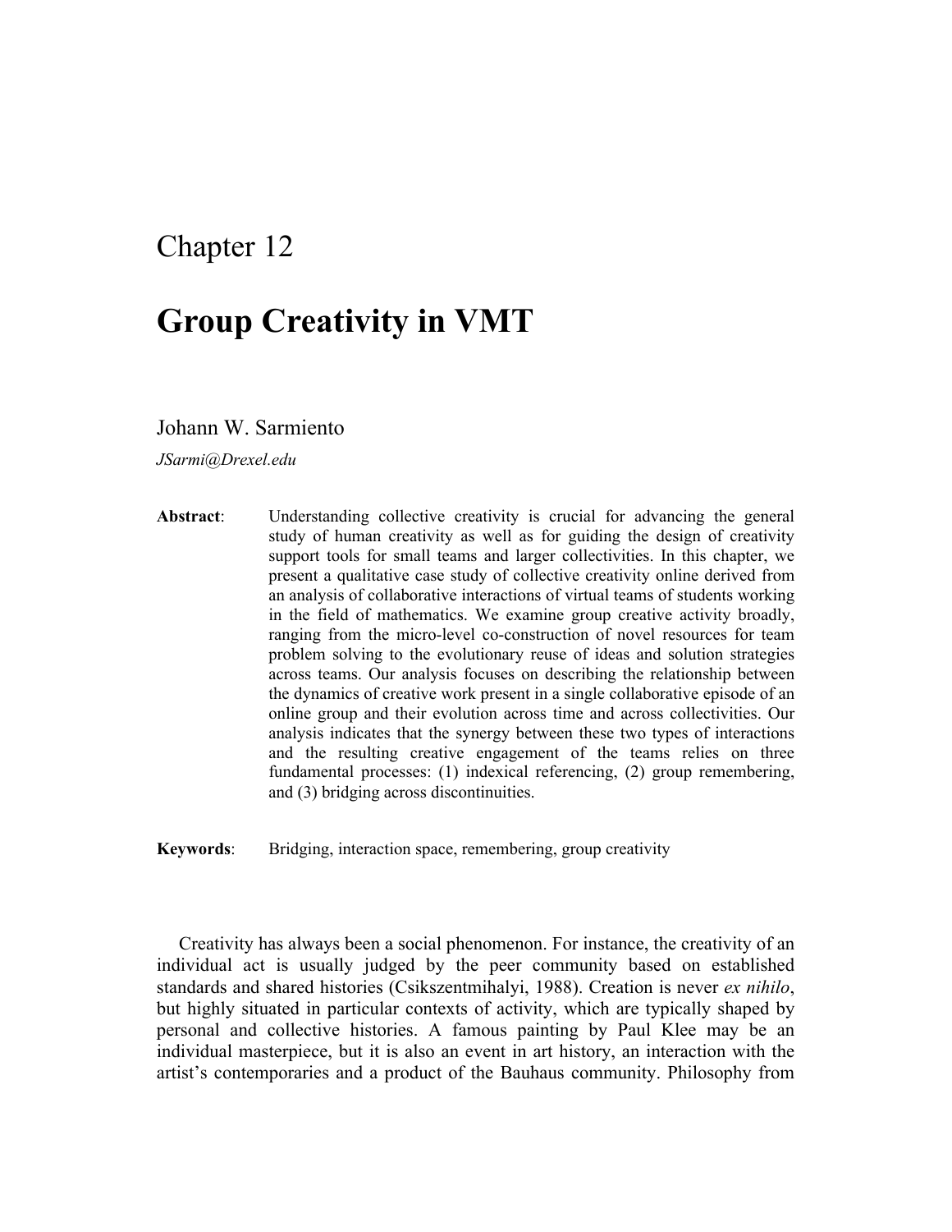# Chapter 12

# Group Creativity in VMT

Johann W. Sarmiento

*JSarmi@Drexel.edu*

**Abstract**: Understanding collective creativity is crucial for advancing the general study of human creativity as well as for guiding the design of creativity support tools for small teams and larger collectivities. In this chapter, we present a qualitative case study of collective creativity online derived from an analysis of collaborative interactions of virtual teams of students working in the field of mathematics. We examine group creative activity broadly, ranging from the micro-level co-construction of novel resources for team problem solving to the evolutionary reuse of ideas and solution strategies across teams. Our analysis focuses on describing the relationship between the dynamics of creative work present in a single collaborative episode of an online group and their evolution across time and across collectivities. Our analysis indicates that the synergy between these two types of interactions and the resulting creative engagement of the teams relies on three fundamental processes: (1) indexical referencing, (2) group remembering, and (3) bridging across discontinuities.

**Keywords**: Bridging, interaction space, remembering, group creativity

Creativity has always been a social phenomenon. For instance, the creativity of an individual act is usually judged by the peer community based on established standards and shared histories (Csikszentmihalyi, 1988). Creation is never *ex nihilo*, but highly situated in particular contexts of activity, which are typically shaped by personal and collective histories. A famous painting by Paul Klee may be an individual masterpiece, but it is also an event in art history, an interaction with the artist's contemporaries and a product of the Bauhaus community. Philosophy from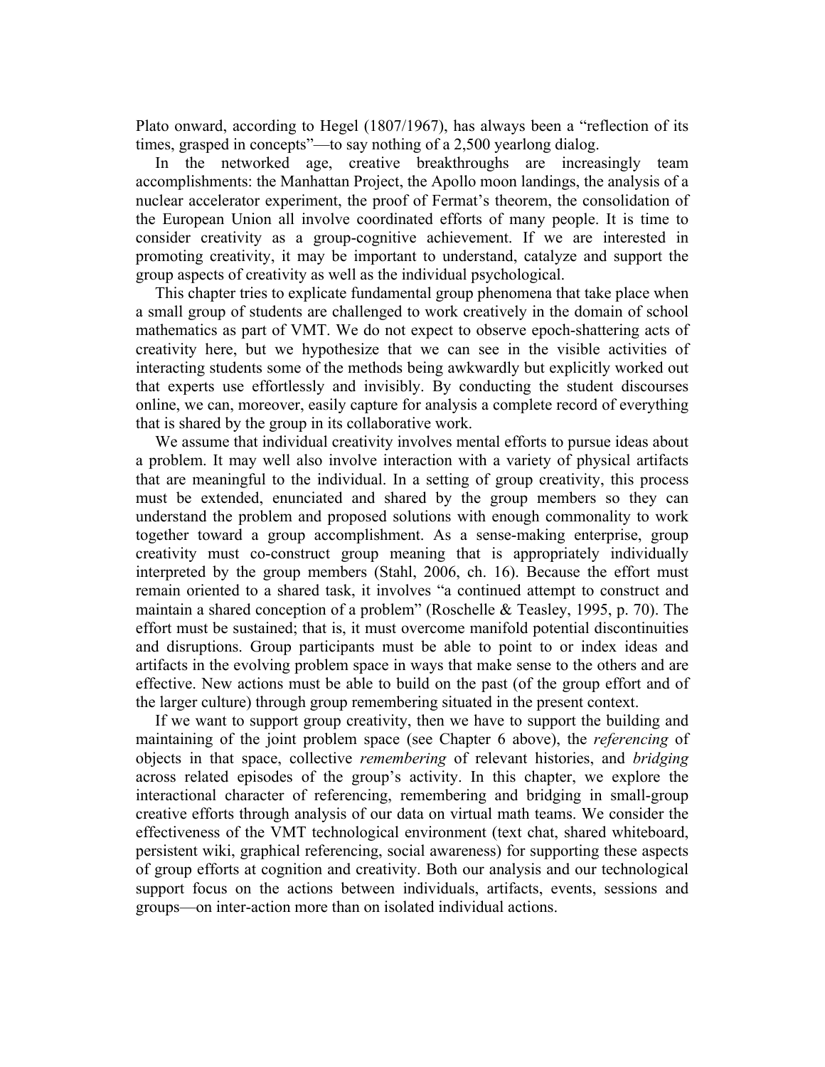Plato onward, according to Hegel (1807/1967), has always been a "reflection of its times, grasped in concepts"—to say nothing of a 2,500 yearlong dialog.

In the networked age, creative breakthroughs are increasingly team accomplishments: the Manhattan Project, the Apollo moon landings, the analysis of a nuclear accelerator experiment, the proof of Fermat's theorem, the consolidation of the European Union all involve coordinated efforts of many people. It is time to consider creativity as a group-cognitive achievement. If we are interested in promoting creativity, it may be important to understand, catalyze and support the group aspects of creativity as well as the individual psychological.

This chapter tries to explicate fundamental group phenomena that take place when a small group of students are challenged to work creatively in the domain of school mathematics as part of VMT. We do not expect to observe epoch-shattering acts of creativity here, but we hypothesize that we can see in the visible activities of interacting students some of the methods being awkwardly but explicitly worked out that experts use effortlessly and invisibly. By conducting the student discourses online, we can, moreover, easily capture for analysis a complete record of everything that is shared by the group in its collaborative work.

We assume that individual creativity involves mental efforts to pursue ideas about a problem. It may well also involve interaction with a variety of physical artifacts that are meaningful to the individual. In a setting of group creativity, this process must be extended, enunciated and shared by the group members so they can understand the problem and proposed solutions with enough commonality to work together toward a group accomplishment. As a sense-making enterprise, group creativity must co-construct group meaning that is appropriately individually interpreted by the group members (Stahl, 2006, ch. 16). Because the effort must remain oriented to a shared task, it involves "a continued attempt to construct and maintain a shared conception of a problem" (Roschelle & Teasley, 1995, p. 70). The effort must be sustained; that is, it must overcome manifold potential discontinuities and disruptions. Group participants must be able to point to or index ideas and artifacts in the evolving problem space in ways that make sense to the others and are effective. New actions must be able to build on the past (of the group effort and of the larger culture) through group remembering situated in the present context.

If we want to support group creativity, then we have to support the building and maintaining of the joint problem space (see Chapter 6 above), the *referencing* of objects in that space, collective *remembering* of relevant histories, and *bridging* across related episodes of the group's activity. In this chapter, we explore the interactional character of referencing, remembering and bridging in small-group creative efforts through analysis of our data on virtual math teams. We consider the effectiveness of the VMT technological environment (text chat, shared whiteboard, persistent wiki, graphical referencing, social awareness) for supporting these aspects of group efforts at cognition and creativity. Both our analysis and our technological support focus on the actions between individuals, artifacts, events, sessions and groups—on inter-action more than on isolated individual actions.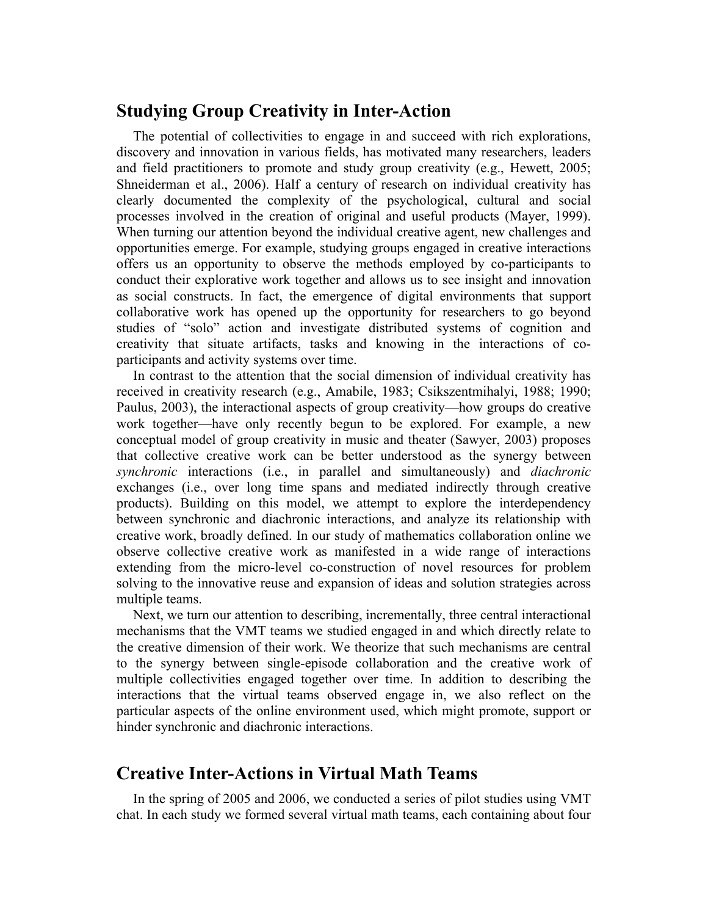## Studying Group Creativity in Inter-Action

The potential of collectivities to engage in and succeed with rich explorations, discovery and innovation in various fields, has motivated many researchers, leaders and field practitioners to promote and study group creativity (e.g., Hewett, 2005; Shneiderman et al., 2006). Half a century of research on individual creativity has clearly documented the complexity of the psychological, cultural and social processes involved in the creation of original and useful products (Mayer, 1999). When turning our attention beyond the individual creative agent, new challenges and opportunities emerge. For example, studying groups engaged in creative interactions offers us an opportunity to observe the methods employed by co-participants to conduct their explorative work together and allows us to see insight and innovation as social constructs. In fact, the emergence of digital environments that support collaborative work has opened up the opportunity for researchers to go beyond studies of "solo" action and investigate distributed systems of cognition and creativity that situate artifacts, tasks and knowing in the interactions of co-participants and activity systems over time.

In contrast to the attention that the social dimension of individual creativity has received in creativity research (e.g., Amabile, 1983; Csikszentmihalyi, 1988; 1990; Paulus, 2003), the interactional aspects of group creativity—how groups do creative work together—have only recently begun to be explored. For example, a new conceptual model of group creativity in music and theater (Sawyer, 2003) proposes that collective creative work can be better understood as the synergy between *synchronic* interactions (i.e., in parallel and simultaneously) and *diachronic* exchanges (i.e., over long time spans and mediated indirectly through creative products). Building on this model, we attempt to explore the interdependency between synchronic and diachronic interactions, and analyze its relationship with creative work, broadly defined. In our study of mathematics collaboration online we observe collective creative work as manifested in a wide range of interactions extending from the micro-level co-construction of novel resources for problem solving to the innovative reuse and expansion of ideas and solution strategies across multiple teams.

Next, we turn our attention to describing, incrementally, three central interactional mechanisms that the VMT teams we studied engaged in and which directly relate to the creative dimension of their work. We theorize that such mechanisms are central to the synergy between single-episode collaboration and the creative work of multiple collectivities engaged together over time. In addition to describing the interactions that the virtual teams observed engage in, we also reflect on the particular aspects of the online environment used, which might promote, support or hinder synchronic and diachronic interactions.

## Creative Inter-Actions in Virtual Math Teams

In the spring of 2005 and 2006, we conducted a series of pilot studies using VMT chat. In each study we formed several virtual math teams, each containing about four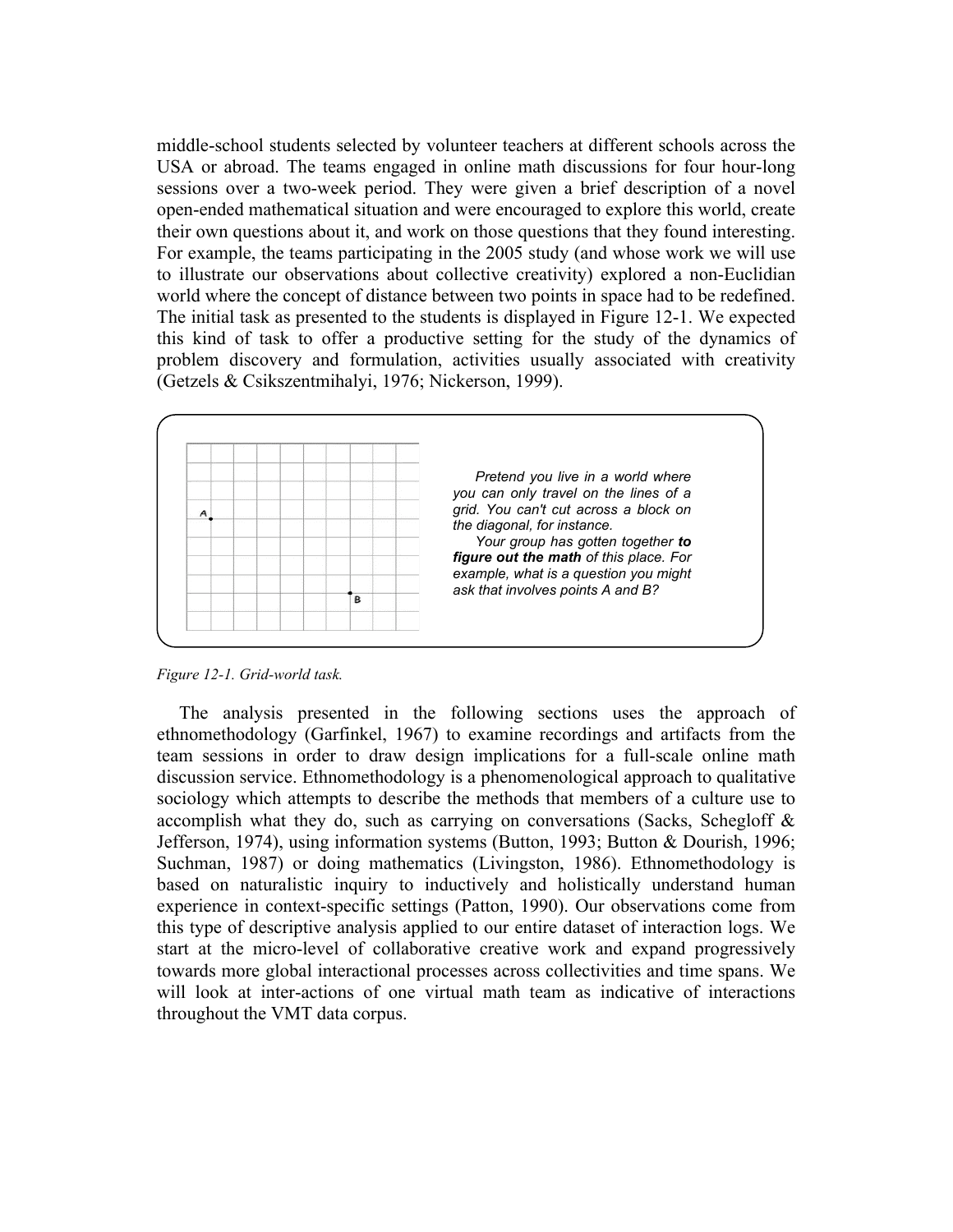middle-school students selected by volunteer teachers at different schools across the USA or abroad. The teams engaged in online math discussions for four hour-long sessions over a two-week period. They were given a brief description of a novel open-ended mathematical situation and were encouraged to explore this world, create their own questions about it, and work on those questions that they found interesting. For example, the teams participating in the 2005 study (and whose work we will use to illustrate our observations about collective creativity) explored a non-Euclidian world where the concept of distance between two points in space had to be redefined. The initial task as presented to the students is displayed in Figure 12-1. We expected this kind of task to offer a productive setting for the study of the dynamics of problem discovery and formulation, activities usually associated with creativity (Getzels & Csikszentmihalyi, 1976; Nickerson, 1999).

*Pretend you live in a world where you can only travel on the lines of a grid. You can't cut across a block on the diagonal, for instance.*

*Your group has gotten together* ***to figure out the math*** *of this place. For example, what is a question you might ask that involves points A and B?*

*Figure 12-1. Grid-world task.*

The analysis presented in the following sections uses the approach of ethnomethodology (Garfinkel, 1967) to examine recordings and artifacts from the team sessions in order to draw design implications for a full-scale online math discussion service. Ethnomethodology is a phenomenological approach to qualitative sociology which attempts to describe the methods that members of a culture use to accomplish what they do, such as carrying on conversations (Sacks, Schegloff & Jefferson, 1974), using information systems (Button, 1993; Button & Dourish, 1996; Suchman, 1987) or doing mathematics (Livingston, 1986). Ethnomethodology is based on naturalistic inquiry to inductively and holistically understand human experience in context-specific settings (Patton, 1990). Our observations come from this type of descriptive analysis applied to our entire dataset of interaction logs. We start at the micro-level of collaborative creative work and expand progressively towards more global interactional processes across collectivities and time spans. We will look at inter-actions of one virtual math team as indicative of interactions throughout the VMT data corpus.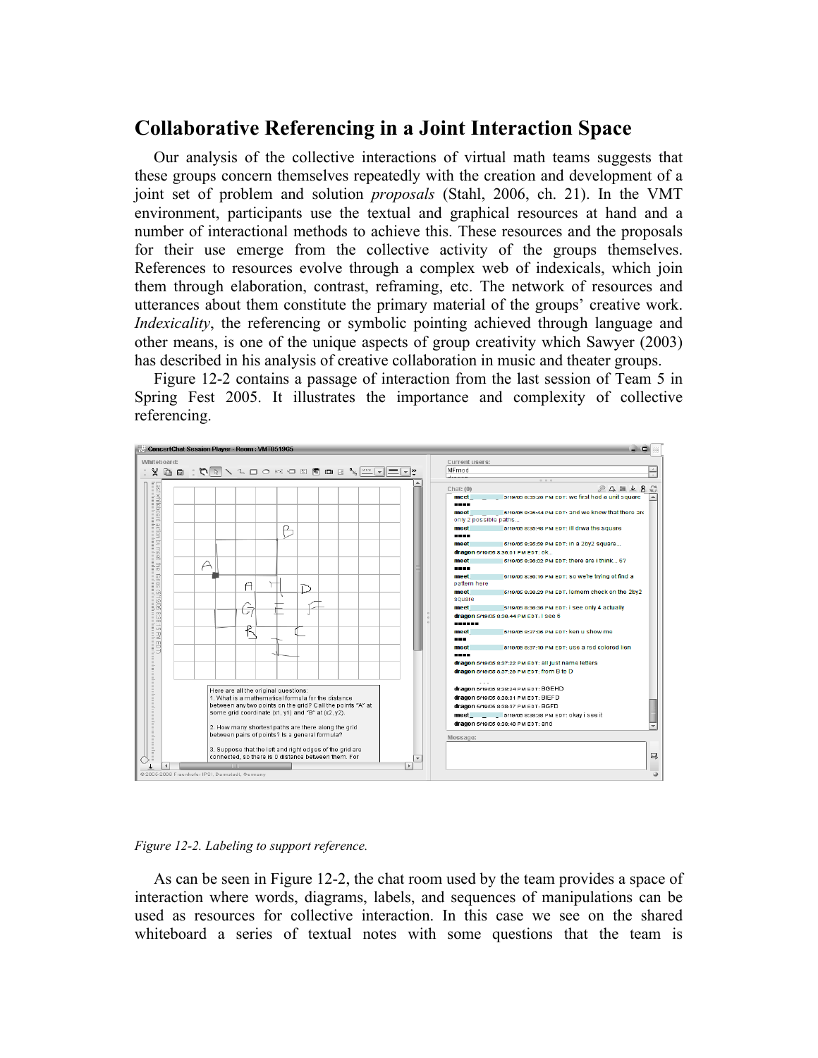## Collaborative Referencing in a Joint Interaction Space

Our analysis of the collective interactions of virtual math teams suggests that these groups concern themselves repeatedly with the creation and development of a joint set of problem and solution *proposals* (Stahl, 2006, ch. 21). In the VMT environment, participants use the textual and graphical resources at hand and a number of interactional methods to achieve this. These resources and the proposals for their use emerge from the collective activity of the groups themselves. References to resources evolve through a complex web of indexicals, which join them through elaboration, contrast, reframing, etc. The network of resources and utterances about them constitute the primary material of the groups' creative work. *Indexicality*, the referencing or symbolic pointing achieved through language and other means, is one of the unique aspects of group creativity which Sawyer (2003) has described in his analysis of creative collaboration in music and theater groups.

Figure 12-2 contains a passage of interaction from the last session of Team 5 in Spring Fest 2005. It illustrates the importance and complexity of collective referencing.

*Figure 12-2. Labeling to support reference.*

As can be seen in Figure 12-2, the chat room used by the team provides a space of interaction where words, diagrams, labels, and sequences of manipulations can be used as resources for collective interaction. In this case we see on the shared whiteboard a series of textual notes with some questions that the team is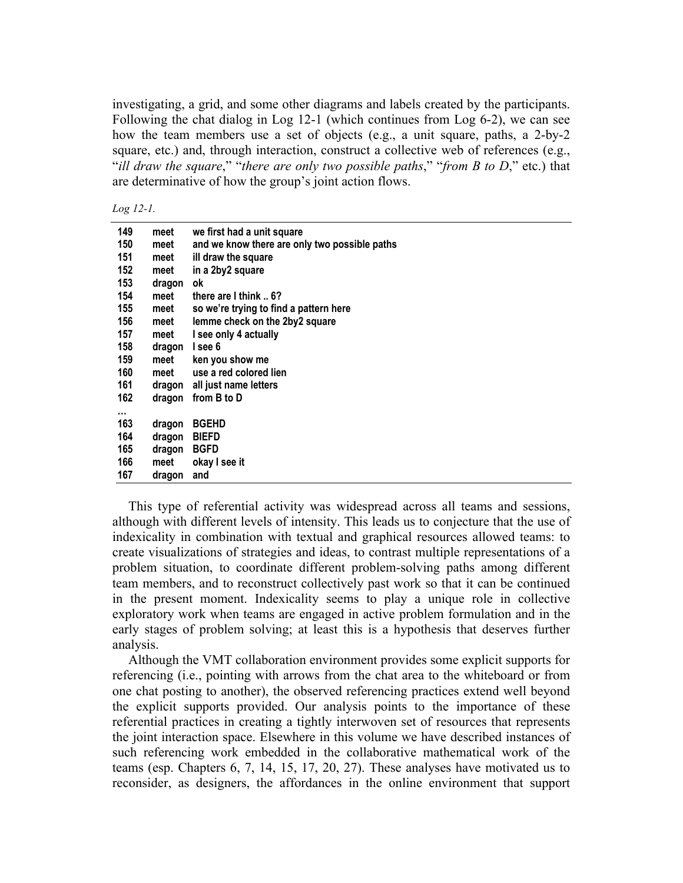investigating, a grid, and some other diagrams and labels created by the participants. Following the chat dialog in Log 12-1 (which continues from Log 6-2), we can see how the team members use a set of objects (e.g., a unit square, paths, a 2-by-2 square, etc.) and, through interaction, construct a collective web of references (e.g., "*ill draw the square*," "*there are only two possible paths*," "*from B to D*," etc.) that are determinative of how the group's joint action flows.

*Log 12-1.*

| | | |
|---|---|---|
| **149** | **meet** | **we first had a unit square** |
| **150** | **meet** | **and we know there are only two possible paths** |
| **151** | **meet** | **ill draw the square** |
| **152** | **meet** | **in a 2by2 square** |
| **153** | **dragon** | **ok** |
| **154** | **meet** | **there are I think .. 6?** |
| **155** | **meet** | **so we're trying to find a pattern here** |
| **156** | **meet** | **lemme check on the 2by2 square** |
| **157** | **meet** | **I see only 4 actually** |
| **158** | **dragon** | **I see 6** |
| **159** | **meet** | **ken you show me** |
| **160** | **meet** | **use a red colored lien** |
| **161** | **dragon** | **all just name letters** |
| **162** | **dragon** | **from B to D** |
| **…** | | |
| **163** | **dragon** | **BGEHD** |
| **164** | **dragon** | **BIEFD** |
| **165** | **dragon** | **BGFD** |
| **166** | **meet** | **okay I see it** |
| **167** | **dragon** | **and** |

This type of referential activity was widespread across all teams and sessions, although with different levels of intensity. This leads us to conjecture that the use of indexicality in combination with textual and graphical resources allowed teams: to create visualizations of strategies and ideas, to contrast multiple representations of a problem situation, to coordinate different problem-solving paths among different team members, and to reconstruct collectively past work so that it can be continued in the present moment. Indexicality seems to play a unique role in collective exploratory work when teams are engaged in active problem formulation and in the early stages of problem solving; at least this is a hypothesis that deserves further analysis.

Although the VMT collaboration environment provides some explicit supports for referencing (i.e., pointing with arrows from the chat area to the whiteboard or from one chat posting to another), the observed referencing practices extend well beyond the explicit supports provided. Our analysis points to the importance of these referential practices in creating a tightly interwoven set of resources that represents the joint interaction space. Elsewhere in this volume we have described instances of such referencing work embedded in the collaborative mathematical work of the teams (esp. Chapters 6, 7, 14, 15, 17, 20, 27). These analyses have motivated us to reconsider, as designers, the affordances in the online environment that support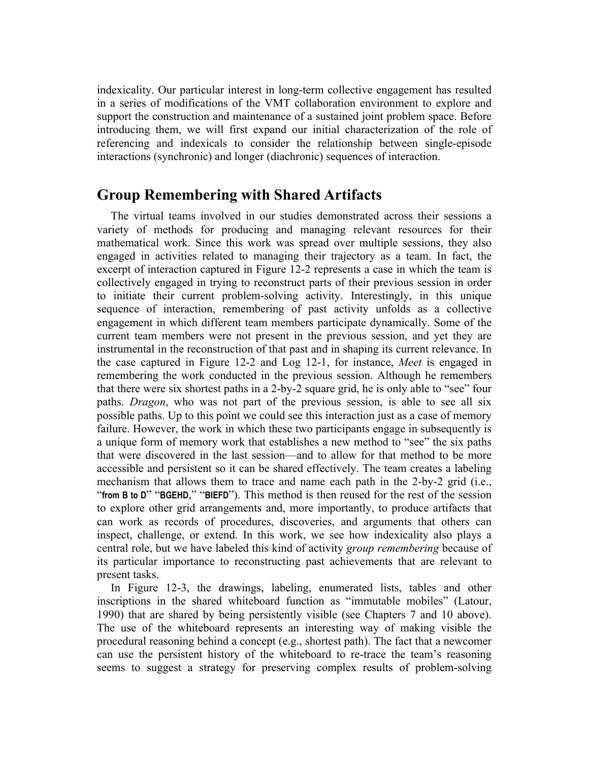indexicality. Our particular interest in long-term collective engagement has resulted in a series of modifications of the VMT collaboration environment to explore and support the construction and maintenance of a sustained joint problem space. Before introducing them, we will first expand our initial characterization of the role of referencing and indexicals to consider the relationship between single-episode interactions (synchronic) and longer (diachronic) sequences of interaction.

## Group Remembering with Shared Artifacts

The virtual teams involved in our studies demonstrated across their sessions a variety of methods for producing and managing relevant resources for their mathematical work. Since this work was spread over multiple sessions, they also engaged in activities related to managing their trajectory as a team. In fact, the excerpt of interaction captured in Figure 12-2 represents a case in which the team is collectively engaged in trying to reconstruct parts of their previous session in order to initiate their current problem-solving activity. Interestingly, in this unique sequence of interaction, remembering of past activity unfolds as a collective engagement in which different team members participate dynamically. Some of the current team members were not present in the previous session, and yet they are instrumental in the reconstruction of that past and in shaping its current relevance. In the case captured in Figure 12-2 and Log 12-1, for instance, *Meet* is engaged in remembering the work conducted in the previous session. Although he remembers that there were six shortest paths in a 2-by-2 square grid, he is only able to "see" four paths. *Dragon*, who was not part of the previous session, is able to see all six possible paths. Up to this point we could see this interaction just as a case of memory failure. However, the work in which these two participants engage in subsequently is a unique form of memory work that establishes a new method to "see" the six paths that were discovered in the last session—and to allow for that method to be more accessible and persistent so it can be shared effectively. The team creates a labeling mechanism that allows them to trace and name each path in the 2-by-2 grid (i.e., "**from B to D**" "**BGEHD**," "**BIEFD**"). This method is then reused for the rest of the session to explore other grid arrangements and, more importantly, to produce artifacts that can work as records of procedures, discoveries, and arguments that others can inspect, challenge, or extend. In this work, we see how indexicality also plays a central role, but we have labeled this kind of activity *group remembering* because of its particular importance to reconstructing past achievements that are relevant to present tasks.

In Figure 12-3, the drawings, labeling, enumerated lists, tables and other inscriptions in the shared whiteboard function as "immutable mobiles" (Latour, 1990) that are shared by being persistently visible (see Chapters 7 and 10 above). The use of the whiteboard represents an interesting way of making visible the procedural reasoning behind a concept (e.g., shortest path). The fact that a newcomer can use the persistent history of the whiteboard to re-trace the team's reasoning seems to suggest a strategy for preserving complex results of problem-solving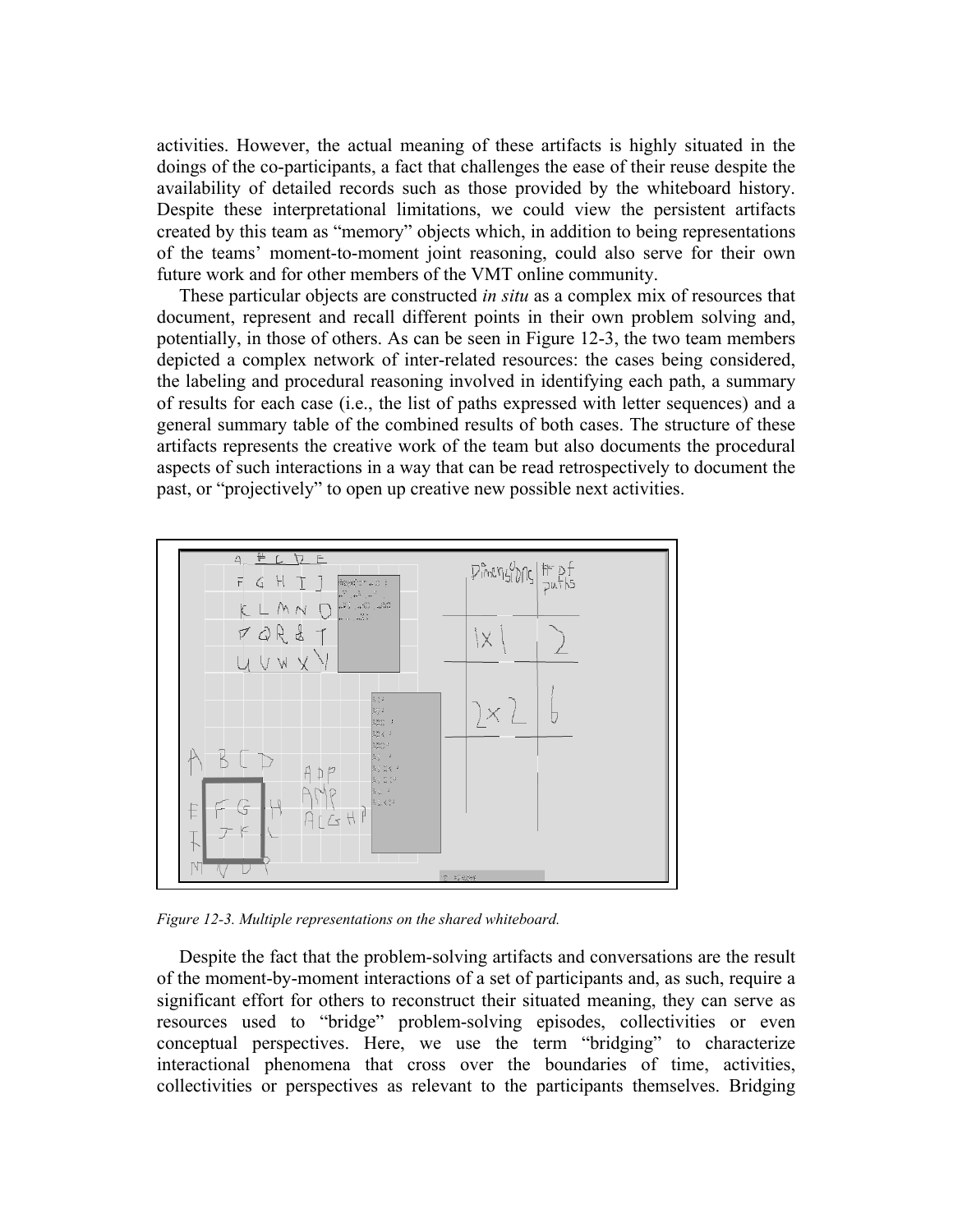activities. However, the actual meaning of these artifacts is highly situated in the doings of the co-participants, a fact that challenges the ease of their reuse despite the availability of detailed records such as those provided by the whiteboard history. Despite these interpretational limitations, we could view the persistent artifacts created by this team as "memory" objects which, in addition to being representations of the teams' moment-to-moment joint reasoning, could also serve for their own future work and for other members of the VMT online community.

These particular objects are constructed *in situ* as a complex mix of resources that document, represent and recall different points in their own problem solving and, potentially, in those of others. As can be seen in Figure 12-3, the two team members depicted a complex network of inter-related resources: the cases being considered, the labeling and procedural reasoning involved in identifying each path, a summary of results for each case (i.e., the list of paths expressed with letter sequences) and a general summary table of the combined results of both cases. The structure of these artifacts represents the creative work of the team but also documents the procedural aspects of such interactions in a way that can be read retrospectively to document the past, or "projectively" to open up creative new possible next activities.

*Figure 12-3. Multiple representations on the shared whiteboard.*

Despite the fact that the problem-solving artifacts and conversations are the result of the moment-by-moment interactions of a set of participants and, as such, require a significant effort for others to reconstruct their situated meaning, they can serve as resources used to "bridge" problem-solving episodes, collectivities or even conceptual perspectives. Here, we use the term "bridging" to characterize interactional phenomena that cross over the boundaries of time, activities, collectivities or perspectives as relevant to the participants themselves. Bridging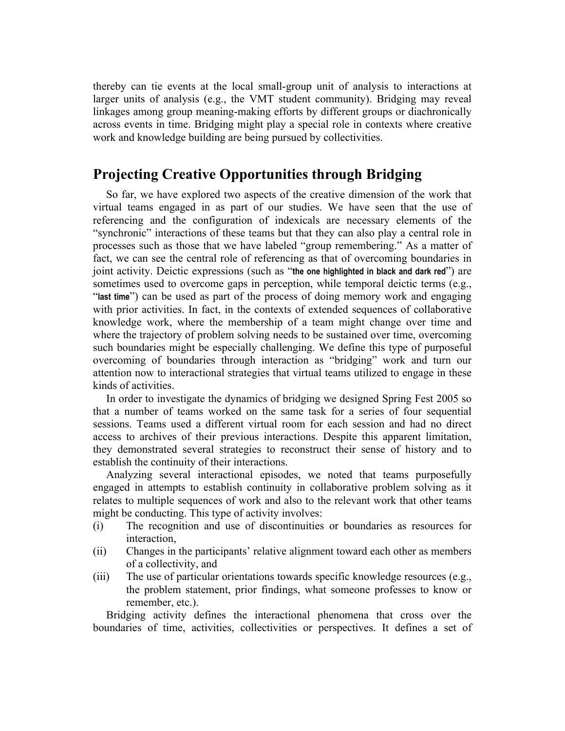thereby can tie events at the local small-group unit of analysis to interactions at larger units of analysis (e.g., the VMT student community). Bridging may reveal linkages among group meaning-making efforts by different groups or diachronically across events in time. Bridging might play a special role in contexts where creative work and knowledge building are being pursued by collectivities.

## Projecting Creative Opportunities through Bridging

So far, we have explored two aspects of the creative dimension of the work that virtual teams engaged in as part of our studies. We have seen that the use of referencing and the configuration of indexicals are necessary elements of the "synchronic" interactions of these teams but that they can also play a central role in processes such as those that we have labeled "group remembering." As a matter of fact, we can see the central role of referencing as that of overcoming boundaries in joint activity. Deictic expressions (such as "**the one highlighted in black and dark red**") are sometimes used to overcome gaps in perception, while temporal deictic terms (e.g., "**last time**") can be used as part of the process of doing memory work and engaging with prior activities. In fact, in the contexts of extended sequences of collaborative knowledge work, where the membership of a team might change over time and where the trajectory of problem solving needs to be sustained over time, overcoming such boundaries might be especially challenging. We define this type of purposeful overcoming of boundaries through interaction as "bridging" work and turn our attention now to interactional strategies that virtual teams utilized to engage in these kinds of activities.

In order to investigate the dynamics of bridging we designed Spring Fest 2005 so that a number of teams worked on the same task for a series of four sequential sessions. Teams used a different virtual room for each session and had no direct access to archives of their previous interactions. Despite this apparent limitation, they demonstrated several strategies to reconstruct their sense of history and to establish the continuity of their interactions.

Analyzing several interactional episodes, we noted that teams purposefully engaged in attempts to establish continuity in collaborative problem solving as it relates to multiple sequences of work and also to the relevant work that other teams might be conducting. This type of activity involves:

(i) The recognition and use of discontinuities or boundaries as resources for interaction,

(ii) Changes in the participants' relative alignment toward each other as members of a collectivity, and

(iii) The use of particular orientations towards specific knowledge resources (e.g., the problem statement, prior findings, what someone professes to know or remember, etc.).

Bridging activity defines the interactional phenomena that cross over the boundaries of time, activities, collectivities or perspectives. It defines a set of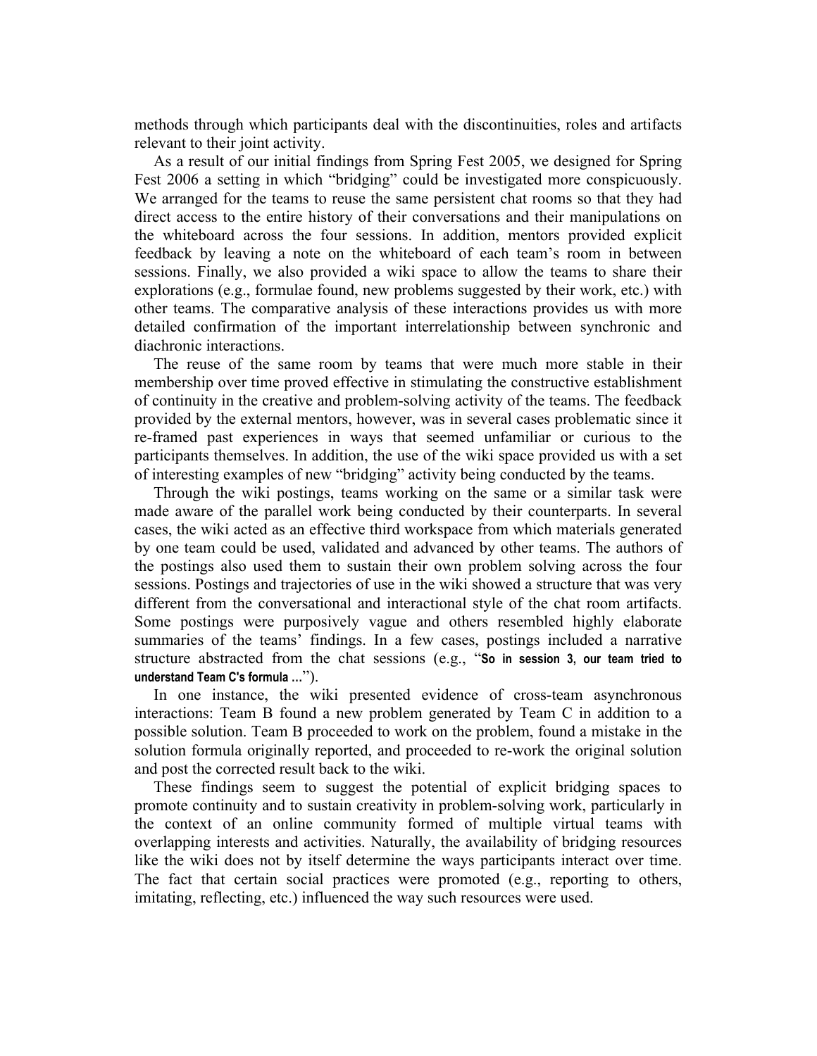methods through which participants deal with the discontinuities, roles and artifacts relevant to their joint activity.

As a result of our initial findings from Spring Fest 2005, we designed for Spring Fest 2006 a setting in which "bridging" could be investigated more conspicuously. We arranged for the teams to reuse the same persistent chat rooms so that they had direct access to the entire history of their conversations and their manipulations on the whiteboard across the four sessions. In addition, mentors provided explicit feedback by leaving a note on the whiteboard of each team's room in between sessions. Finally, we also provided a wiki space to allow the teams to share their explorations (e.g., formulae found, new problems suggested by their work, etc.) with other teams. The comparative analysis of these interactions provides us with more detailed confirmation of the important interrelationship between synchronic and diachronic interactions.

The reuse of the same room by teams that were much more stable in their membership over time proved effective in stimulating the constructive establishment of continuity in the creative and problem-solving activity of the teams. The feedback provided by the external mentors, however, was in several cases problematic since it re-framed past experiences in ways that seemed unfamiliar or curious to the participants themselves. In addition, the use of the wiki space provided us with a set of interesting examples of new "bridging" activity being conducted by the teams.

Through the wiki postings, teams working on the same or a similar task were made aware of the parallel work being conducted by their counterparts. In several cases, the wiki acted as an effective third workspace from which materials generated by one team could be used, validated and advanced by other teams. The authors of the postings also used them to sustain their own problem solving across the four sessions. Postings and trajectories of use in the wiki showed a structure that was very different from the conversational and interactional style of the chat room artifacts. Some postings were purposively vague and others resembled highly elaborate summaries of the teams' findings. In a few cases, postings included a narrative structure abstracted from the chat sessions (e.g., "**So in session 3, our team tried to understand Team C's formula ...**").

In one instance, the wiki presented evidence of cross-team asynchronous interactions: Team B found a new problem generated by Team C in addition to a possible solution. Team B proceeded to work on the problem, found a mistake in the solution formula originally reported, and proceeded to re-work the original solution and post the corrected result back to the wiki.

These findings seem to suggest the potential of explicit bridging spaces to promote continuity and to sustain creativity in problem-solving work, particularly in the context of an online community formed of multiple virtual teams with overlapping interests and activities. Naturally, the availability of bridging resources like the wiki does not by itself determine the ways participants interact over time. The fact that certain social practices were promoted (e.g., reporting to others, imitating, reflecting, etc.) influenced the way such resources were used.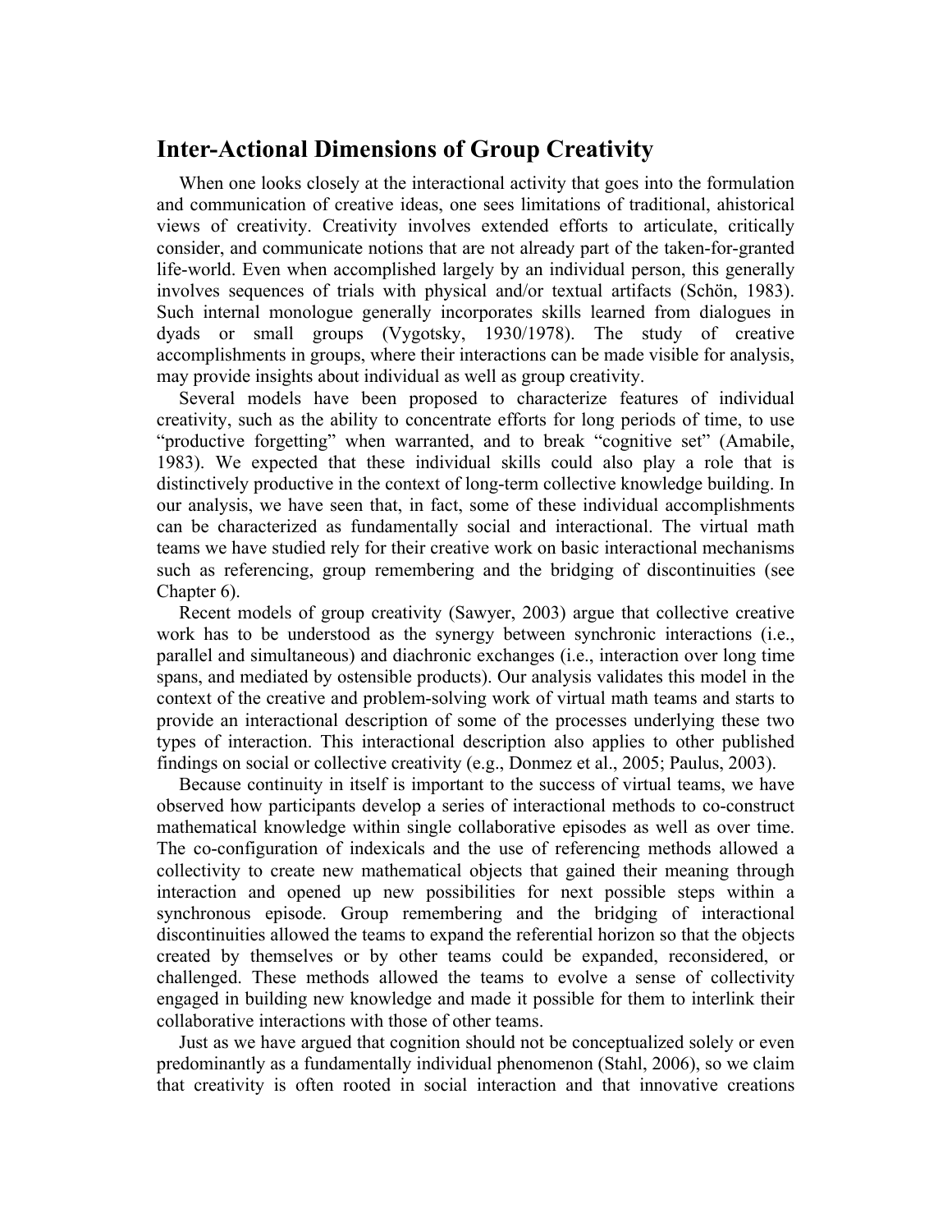## Inter-Actional Dimensions of Group Creativity

When one looks closely at the interactional activity that goes into the formulation and communication of creative ideas, one sees limitations of traditional, ahistorical views of creativity. Creativity involves extended efforts to articulate, critically consider, and communicate notions that are not already part of the taken-for-granted life-world. Even when accomplished largely by an individual person, this generally involves sequences of trials with physical and/or textual artifacts (Schön, 1983). Such internal monologue generally incorporates skills learned from dialogues in dyads or small groups (Vygotsky, 1930/1978). The study of creative accomplishments in groups, where their interactions can be made visible for analysis, may provide insights about individual as well as group creativity.

Several models have been proposed to characterize features of individual creativity, such as the ability to concentrate efforts for long periods of time, to use "productive forgetting" when warranted, and to break "cognitive set" (Amabile, 1983). We expected that these individual skills could also play a role that is distinctively productive in the context of long-term collective knowledge building. In our analysis, we have seen that, in fact, some of these individual accomplishments can be characterized as fundamentally social and interactional. The virtual math teams we have studied rely for their creative work on basic interactional mechanisms such as referencing, group remembering and the bridging of discontinuities (see Chapter 6).

Recent models of group creativity (Sawyer, 2003) argue that collective creative work has to be understood as the synergy between synchronic interactions (i.e., parallel and simultaneous) and diachronic exchanges (i.e., interaction over long time spans, and mediated by ostensible products). Our analysis validates this model in the context of the creative and problem-solving work of virtual math teams and starts to provide an interactional description of some of the processes underlying these two types of interaction. This interactional description also applies to other published findings on social or collective creativity (e.g., Donmez et al., 2005; Paulus, 2003).

Because continuity in itself is important to the success of virtual teams, we have observed how participants develop a series of interactional methods to co-construct mathematical knowledge within single collaborative episodes as well as over time. The co-configuration of indexicals and the use of referencing methods allowed a collectivity to create new mathematical objects that gained their meaning through interaction and opened up new possibilities for next possible steps within a synchronous episode. Group remembering and the bridging of interactional discontinuities allowed the teams to expand the referential horizon so that the objects created by themselves or by other teams could be expanded, reconsidered, or challenged. These methods allowed the teams to evolve a sense of collectivity engaged in building new knowledge and made it possible for them to interlink their collaborative interactions with those of other teams.

Just as we have argued that cognition should not be conceptualized solely or even predominantly as a fundamentally individual phenomenon (Stahl, 2006), so we claim that creativity is often rooted in social interaction and that innovative creations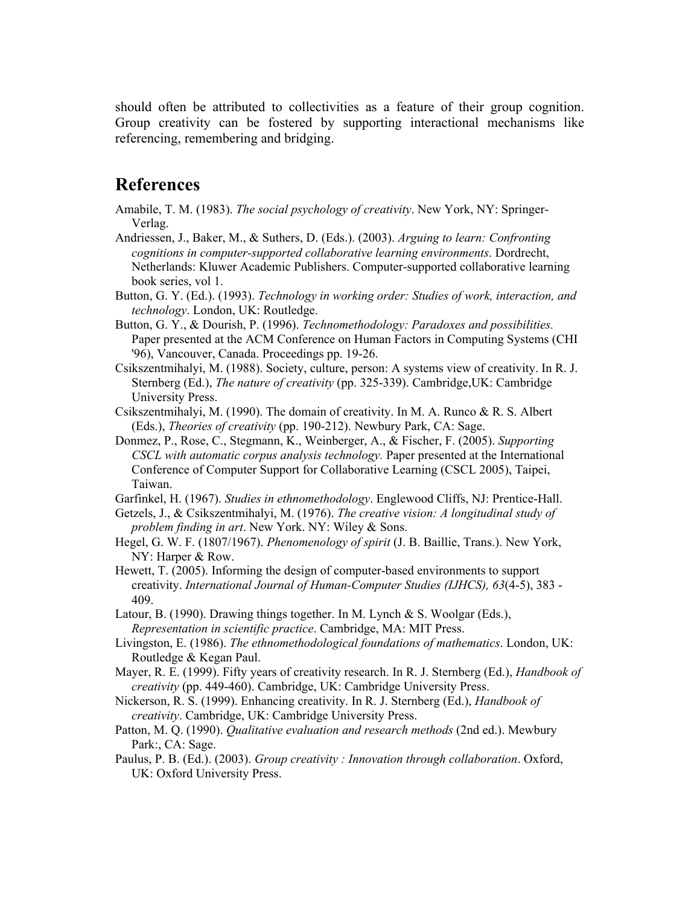should often be attributed to collectivities as a feature of their group cognition. Group creativity can be fostered by supporting interactional mechanisms like referencing, remembering and bridging.

## References

Amabile, T. M. (1983). *The social psychology of creativity*. New York, NY: Springer-Verlag.

Andriessen, J., Baker, M., & Suthers, D. (Eds.). (2003). *Arguing to learn: Confronting cognitions in computer-supported collaborative learning environments*. Dordrecht, Netherlands: Kluwer Academic Publishers. Computer-supported collaborative learning book series, vol 1.

Button, G. Y. (Ed.). (1993). *Technology in working order: Studies of work, interaction, and technology*. London, UK: Routledge.

Button, G. Y., & Dourish, P. (1996). *Technomethodology: Paradoxes and possibilities.* Paper presented at the ACM Conference on Human Factors in Computing Systems (CHI '96), Vancouver, Canada. Proceedings pp. 19-26.

Csikszentmihalyi, M. (1988). Society, culture, person: A systems view of creativity. In R. J. Sternberg (Ed.), *The nature of creativity* (pp. 325-339). Cambridge,UK: Cambridge University Press.

Csikszentmihalyi, M. (1990). The domain of creativity. In M. A. Runco & R. S. Albert (Eds.), *Theories of creativity* (pp. 190-212). Newbury Park, CA: Sage.

Donmez, P., Rose, C., Stegmann, K., Weinberger, A., & Fischer, F. (2005). *Supporting CSCL with automatic corpus analysis technology.* Paper presented at the International Conference of Computer Support for Collaborative Learning (CSCL 2005), Taipei, Taiwan.

Garfinkel, H. (1967). *Studies in ethnomethodology*. Englewood Cliffs, NJ: Prentice-Hall.

Getzels, J., & Csikszentmihalyi, M. (1976). *The creative vision: A longitudinal study of problem finding in art*. New York. NY: Wiley & Sons.

Hegel, G. W. F. (1807/1967). *Phenomenology of spirit* (J. B. Baillie, Trans.). New York, NY: Harper & Row.

Hewett, T. (2005). Informing the design of computer-based environments to support creativity. *International Journal of Human-Computer Studies (IJHCS), 63*(4-5), 383 - 409.

Latour, B. (1990). Drawing things together. In M. Lynch & S. Woolgar (Eds.), *Representation in scientific practice*. Cambridge, MA: MIT Press.

Livingston, E. (1986). *The ethnomethodological foundations of mathematics*. London, UK: Routledge & Kegan Paul.

Mayer, R. E. (1999). Fifty years of creativity research. In R. J. Sternberg (Ed.), *Handbook of creativity* (pp. 449-460). Cambridge, UK: Cambridge University Press.

Nickerson, R. S. (1999). Enhancing creativity. In R. J. Sternberg (Ed.), *Handbook of creativity*. Cambridge, UK: Cambridge University Press.

Patton, M. Q. (1990). *Qualitative evaluation and research methods* (2nd ed.). Mewbury Park:, CA: Sage.

Paulus, P. B. (Ed.). (2003). *Group creativity : Innovation through collaboration*. Oxford, UK: Oxford University Press.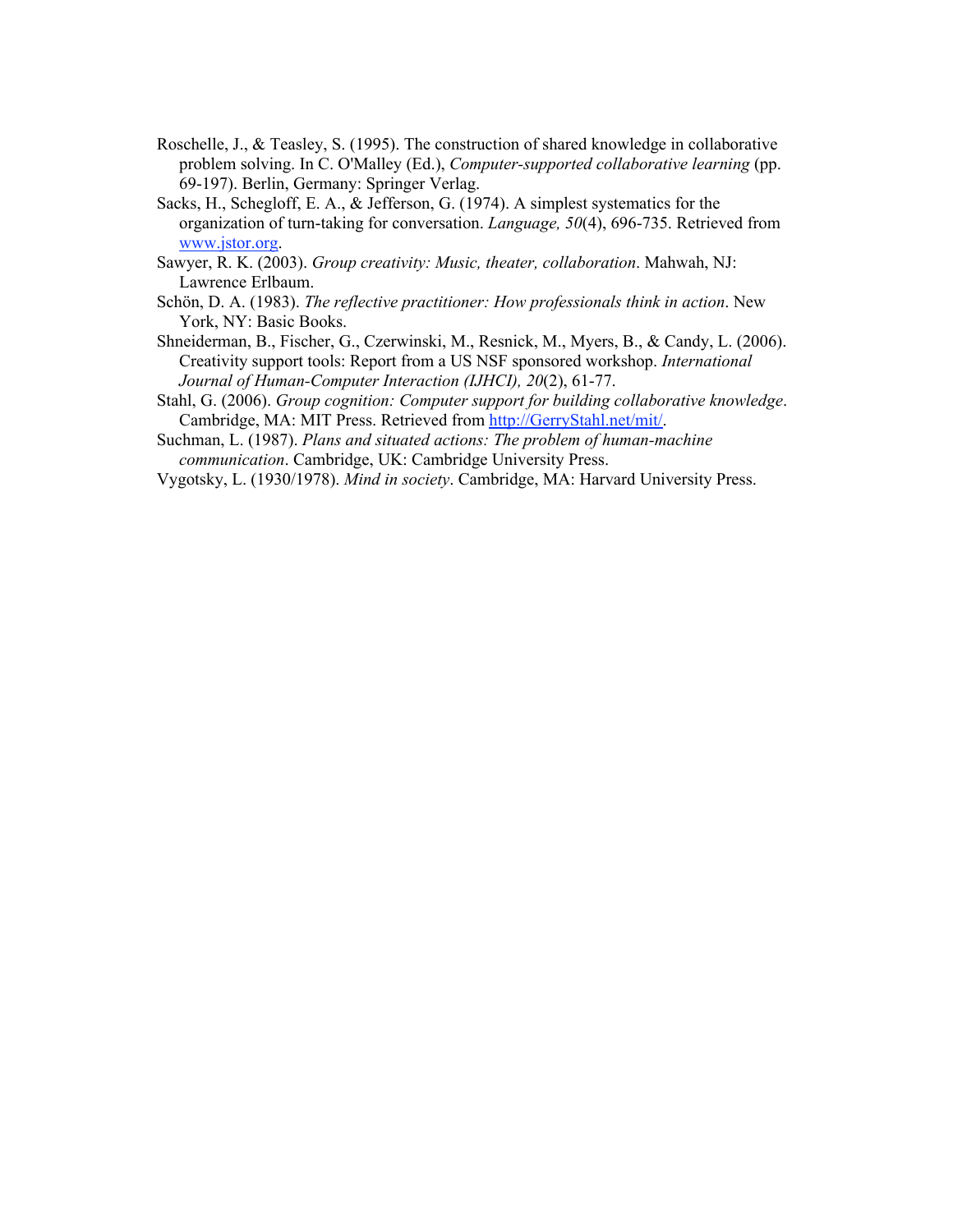Roschelle, J., & Teasley, S. (1995). The construction of shared knowledge in collaborative problem solving. In C. O'Malley (Ed.), *Computer-supported collaborative learning* (pp. 69-197). Berlin, Germany: Springer Verlag.

Sacks, H., Schegloff, E. A., & Jefferson, G. (1974). A simplest systematics for the organization of turn-taking for conversation. *Language, 50*(4), 696-735. Retrieved from www.jstor.org.

Sawyer, R. K. (2003). *Group creativity: Music, theater, collaboration*. Mahwah, NJ: Lawrence Erlbaum.

Schön, D. A. (1983). *The reflective practitioner: How professionals think in action*. New York, NY: Basic Books.

Shneiderman, B., Fischer, G., Czerwinski, M., Resnick, M., Myers, B., & Candy, L. (2006). Creativity support tools: Report from a US NSF sponsored workshop. *International Journal of Human-Computer Interaction (IJHCI), 20*(2), 61-77.

Stahl, G. (2006). *Group cognition: Computer support for building collaborative knowledge*. Cambridge, MA: MIT Press. Retrieved from http://GerryStahl.net/mit/.

Suchman, L. (1987). *Plans and situated actions: The problem of human-machine communication*. Cambridge, UK: Cambridge University Press.

Vygotsky, L. (1930/1978). *Mind in society*. Cambridge, MA: Harvard University Press.